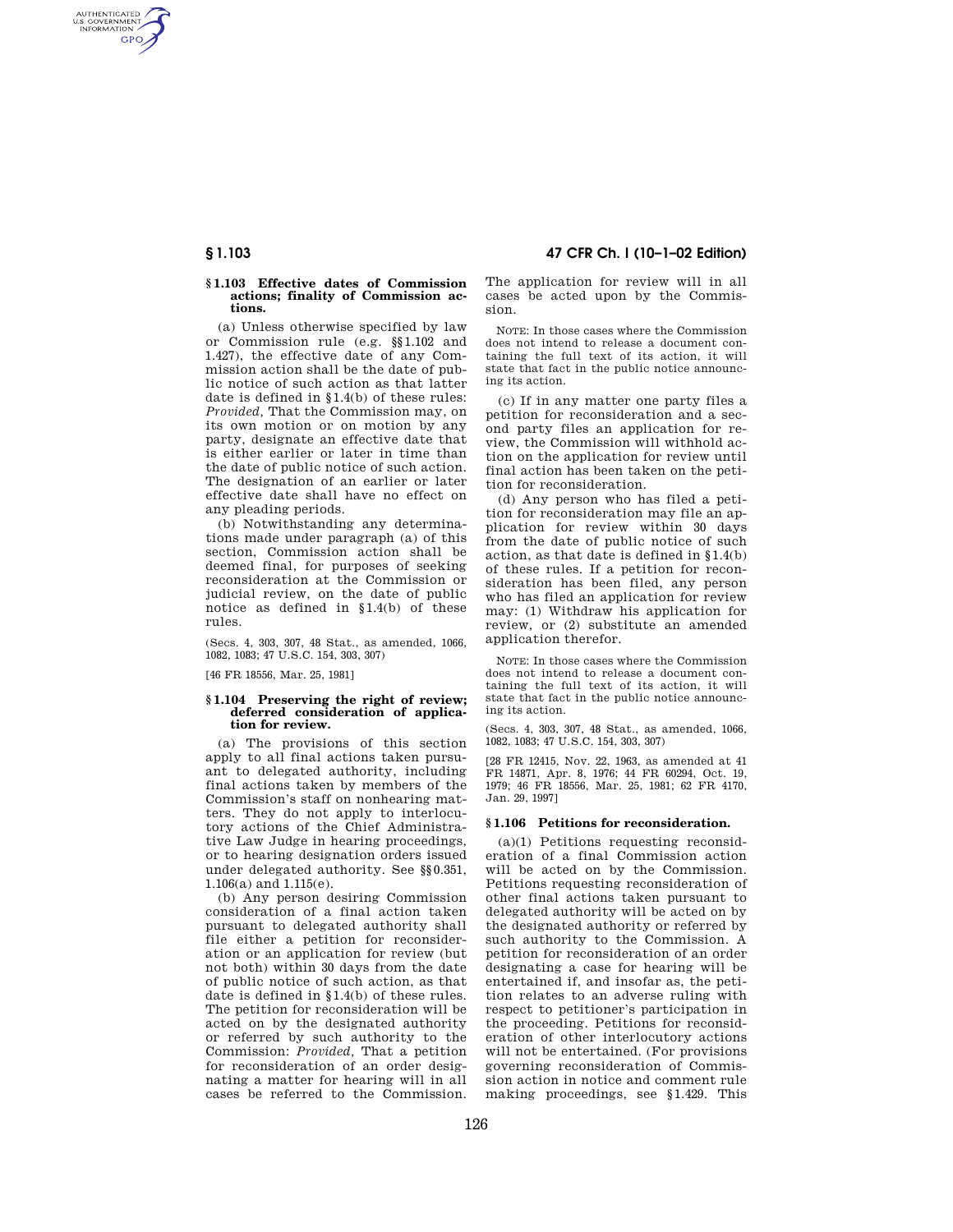### § 1.103 Effective dates of Commission actions; finality of Commission actions.

(a) Unless otherwise specified by law or Commission rule (e.g. §§ 1.102 and 1.427), the effective date of any Commission action shall be the date of public notice of such action as that latter date is defined in § 1.4(b) of these rules: *Provided,* That the Commission may, on its own motion or on motion by any party, designate an effective date that is either earlier or later in time than the date of public notice of such action. The designation of an earlier or later effective date shall have no effect on any pleading periods.

(b) Notwithstanding any determinations made under paragraph (a) of this section, Commission action shall be deemed final, for purposes of seeking reconsideration at the Commission or judicial review, on the date of public notice as defined in § 1.4(b) of these rules.

(Secs. 4, 303, 307, 48 Stat., as amended, 1066, 1082, 1083; 47 U.S.C. 154, 303, 307)

[46 FR 18556, Mar. 25, 1981]

### § 1.104 Preserving the right of review; deferred consideration of application for review.

(a) The provisions of this section apply to all final actions taken pursuant to delegated authority, including final actions taken by members of the Commission's staff on nonhearing matters. They do not apply to interlocutory actions of the Chief Administrative Law Judge in hearing proceedings, or to hearing designation orders issued under delegated authority. See §§ 0.351, 1.106(a) and 1.115(e).

(b) Any person desiring Commission consideration of a final action taken pursuant to delegated authority shall file either a petition for reconsideration or an application for review (but not both) within 30 days from the date of public notice of such action, as that date is defined in § 1.4(b) of these rules. The petition for reconsideration will be acted on by the designated authority or referred by such authority to the Commission: *Provided,* That a petition for reconsideration of an order designating a matter for hearing will in all cases be referred to the Commission. The application for review will in all cases be acted upon by the Commission.

NOTE: In those cases where the Commission does not intend to release a document containing the full text of its action, it will state that fact in the public notice announcing its action.

(c) If in any matter one party files a petition for reconsideration and a second party files an application for review, the Commission will withhold action on the application for review until final action has been taken on the petition for reconsideration.

(d) Any person who has filed a petition for reconsideration may file an application for review within 30 days from the date of public notice of such action, as that date is defined in § 1.4(b) of these rules. If a petition for reconsideration has been filed, any person who has filed an application for review may: (1) Withdraw his application for review, or (2) substitute an amended application therefor.

NOTE: In those cases where the Commission does not intend to release a document containing the full text of its action, it will state that fact in the public notice announcing its action.

(Secs. 4, 303, 307, 48 Stat., as amended, 1066, 1082, 1083; 47 U.S.C. 154, 303, 307)

[28 FR 12415, Nov. 22, 1963, as amended at 41 FR 14871, Apr. 8, 1976; 44 FR 60294, Oct. 19, 1979; 46 FR 18556, Mar. 25, 1981; 62 FR 4170, Jan. 29, 1997]

### § 1.106 Petitions for reconsideration.

(a)(1) Petitions requesting reconsideration of a final Commission action will be acted on by the Commission. Petitions requesting reconsideration of other final actions taken pursuant to delegated authority will be acted on by the designated authority or referred by such authority to the Commission. A petition for reconsideration of an order designating a case for hearing will be entertained if, and insofar as, the petition relates to an adverse ruling with respect to petitioner's participation in the proceeding. Petitions for reconsideration of other interlocutory actions will not be entertained. (For provisions governing reconsideration of Commission action in notice and comment rule making proceedings, see § 1.429. This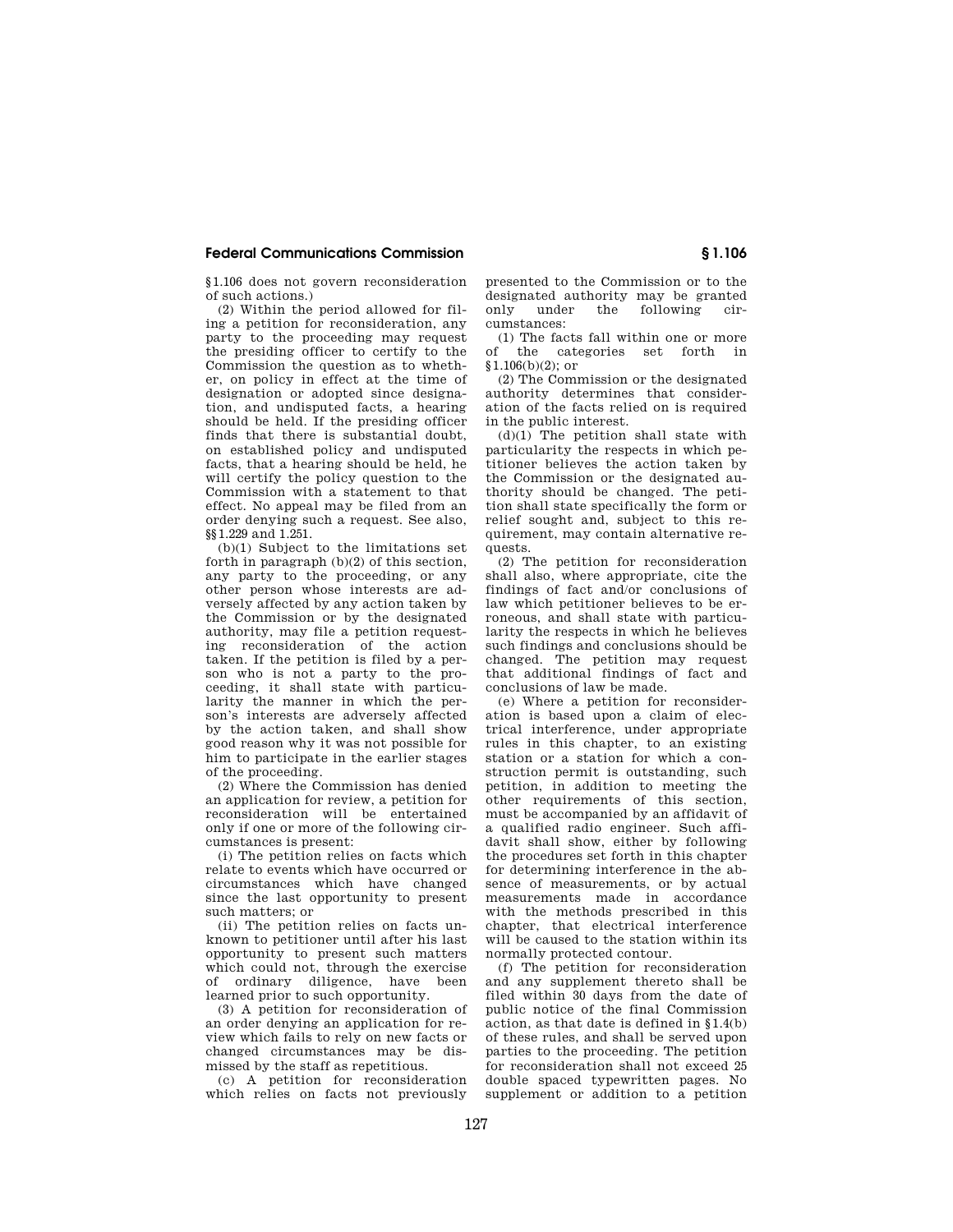§1.106 does not govern reconsideration of such actions.)

(2) Within the period allowed for filing a petition for reconsideration, any party to the proceeding may request the presiding officer to certify to the Commission the question as to whether, on policy in effect at the time of designation or adopted since designation, and undisputed facts, a hearing should be held. If the presiding officer finds that there is substantial doubt, on established policy and undisputed facts, that a hearing should be held, he will certify the policy question to the Commission with a statement to that effect. No appeal may be filed from an order denying such a request. See also, §§1.229 and 1.251.

(b)(1) Subject to the limitations set forth in paragraph (b)(2) of this section, any party to the proceeding, or any other person whose interests are adversely affected by any action taken by the Commission or by the designated authority, may file a petition requesting reconsideration of the action taken. If the petition is filed by a person who is not a party to the proceeding, it shall state with particularity the manner in which the person's interests are adversely affected by the action taken, and shall show good reason why it was not possible for him to participate in the earlier stages of the proceeding.

(2) Where the Commission has denied an application for review, a petition for reconsideration will be entertained only if one or more of the following circumstances is present:

(i) The petition relies on facts which relate to events which have occurred or circumstances which have changed since the last opportunity to present such matters; or

(ii) The petition relies on facts unknown to petitioner until after his last opportunity to present such matters which could not, through the exercise of ordinary diligence, have been learned prior to such opportunity.

(3) A petition for reconsideration of an order denying an application for review which fails to rely on new facts or changed circumstances may be dismissed by the staff as repetitious.

(c) A petition for reconsideration which relies on facts not previously presented to the Commission or to the designated authority may be granted only under the following circumstances:

(1) The facts fall within one or more of the categories set forth in §1.106(b)(2); or

(2) The Commission or the designated authority determines that consideration of the facts relied on is required in the public interest.

(d)(1) The petition shall state with particularity the respects in which petitioner believes the action taken by the Commission or the designated authority should be changed. The petition shall state specifically the form or relief sought and, subject to this requirement, may contain alternative requests.

(2) The petition for reconsideration shall also, where appropriate, cite the findings of fact and/or conclusions of law which petitioner believes to be erroneous, and shall state with particularity the respects in which he believes such findings and conclusions should be changed. The petition may request that additional findings of fact and conclusions of law be made.

(e) Where a petition for reconsideration is based upon a claim of electrical interference, under appropriate rules in this chapter, to an existing station or a station for which a construction permit is outstanding, such petition, in addition to meeting the other requirements of this section, must be accompanied by an affidavit of a qualified radio engineer. Such affidavit shall show, either by following the procedures set forth in this chapter for determining interference in the absence of measurements, or by actual measurements made in accordance with the methods prescribed in this chapter, that electrical interference will be caused to the station within its normally protected contour.

(f) The petition for reconsideration and any supplement thereto shall be filed within 30 days from the date of public notice of the final Commission action, as that date is defined in §1.4(b) of these rules, and shall be served upon parties to the proceeding. The petition for reconsideration shall not exceed 25 double spaced typewritten pages. No supplement or addition to a petition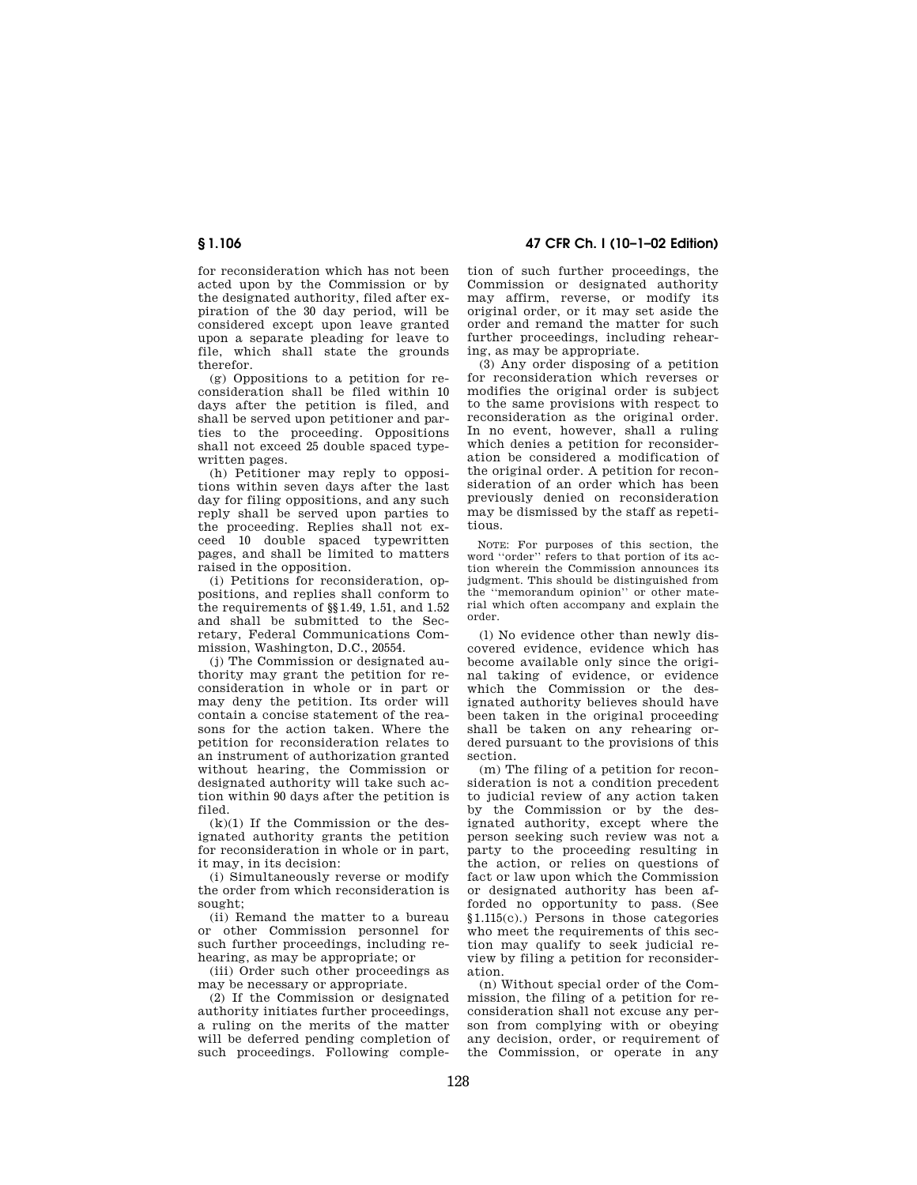for reconsideration which has not been acted upon by the Commission or by the designated authority, filed after expiration of the 30 day period, will be considered except upon leave granted upon a separate pleading for leave to file, which shall state the grounds therefor.

(g) Oppositions to a petition for reconsideration shall be filed within 10 days after the petition is filed, and shall be served upon petitioner and parties to the proceeding. Oppositions shall not exceed 25 double spaced typewritten pages.

(h) Petitioner may reply to oppositions within seven days after the last day for filing oppositions, and any such reply shall be served upon parties to the proceeding. Replies shall not exceed 10 double spaced typewritten pages, and shall be limited to matters raised in the opposition.

(i) Petitions for reconsideration, oppositions, and replies shall conform to the requirements of §§1.49, 1.51, and 1.52 and shall be submitted to the Secretary, Federal Communications Commission, Washington, D.C., 20554.

(j) The Commission or designated authority may grant the petition for reconsideration in whole or in part or may deny the petition. Its order will contain a concise statement of the reasons for the action taken. Where the petition for reconsideration relates to an instrument of authorization granted without hearing, the Commission or designated authority will take such action within 90 days after the petition is filed.

(k)(1) If the Commission or the designated authority grants the petition for reconsideration in whole or in part, it may, in its decision:

(i) Simultaneously reverse or modify the order from which reconsideration is sought;

(ii) Remand the matter to a bureau or other Commission personnel for such further proceedings, including rehearing, as may be appropriate; or

(iii) Order such other proceedings as may be necessary or appropriate.

(2) If the Commission or designated authority initiates further proceedings, a ruling on the merits of the matter will be deferred pending completion of such proceedings. Following completion of such further proceedings, the Commission or designated authority may affirm, reverse, or modify its original order, or it may set aside the order and remand the matter for such further proceedings, including rehearing, as may be appropriate.

(3) Any order disposing of a petition for reconsideration which reverses or modifies the original order is subject to the same provisions with respect to reconsideration as the original order. In no event, however, shall a ruling which denies a petition for reconsideration be considered a modification of the original order. A petition for reconsideration of an order which has been previously denied on reconsideration may be dismissed by the staff as repetitious.

NOTE: For purposes of this section, the word "order" refers to that portion of its action wherein the Commission announces its judgment. This should be distinguished from the "memorandum opinion" or other material which often accompany and explain the order.

(l) No evidence other than newly discovered evidence, evidence which has become available only since the original taking of evidence, or evidence which the Commission or the designated authority believes should have been taken in the original proceeding shall be taken on any rehearing ordered pursuant to the provisions of this section.

(m) The filing of a petition for reconsideration is not a condition precedent to judicial review of any action taken by the Commission or by the designated authority, except where the person seeking such review was not a party to the proceeding resulting in the action, or relies on questions of fact or law upon which the Commission or designated authority has been afforded no opportunity to pass. (See §1.115(c).) Persons in those categories who meet the requirements of this section may qualify to seek judicial review by filing a petition for reconsideration.

(n) Without special order of the Commission, the filing of a petition for reconsideration shall not excuse any person from complying with or obeying any decision, order, or requirement of the Commission, or operate in any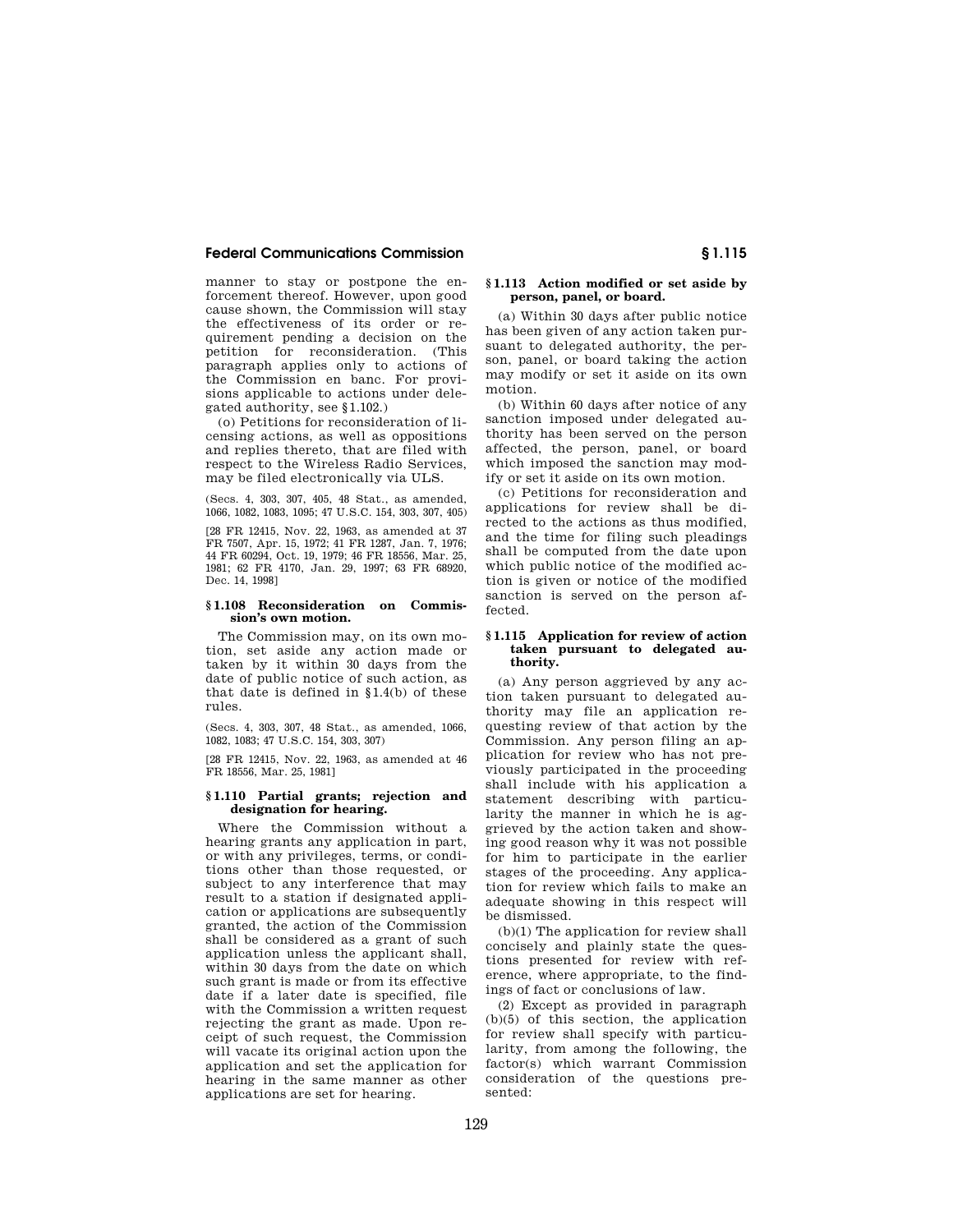manner to stay or postpone the enforcement thereof. However, upon good cause shown, the Commission will stay the effectiveness of its order or requirement pending a decision on the petition for reconsideration. (This paragraph applies only to actions of the Commission en banc. For provisions applicable to actions under delegated authority, see §1.102.)

(o) Petitions for reconsideration of licensing actions, as well as oppositions and replies thereto, that are filed with respect to the Wireless Radio Services, may be filed electronically via ULS.

(Secs. 4, 303, 307, 405, 48 Stat., as amended, 1066, 1082, 1083, 1095; 47 U.S.C. 154, 303, 307, 405)

[28 FR 12415, Nov. 22, 1963, as amended at 37 FR 7507, Apr. 15, 1972; 41 FR 1287, Jan. 7, 1976; 44 FR 60294, Oct. 19, 1979; 46 FR 18556, Mar. 25, 1981; 62 FR 4170, Jan. 29, 1997; 63 FR 68920, Dec. 14, 1998]

### §1.108 Reconsideration on Commission's own motion.

The Commission may, on its own motion, set aside any action made or taken by it within 30 days from the date of public notice of such action, as that date is defined in §1.4(b) of these rules.

(Secs. 4, 303, 307, 48 Stat., as amended, 1066, 1082, 1083; 47 U.S.C. 154, 303, 307)

[28 FR 12415, Nov. 22, 1963, as amended at 46 FR 18556, Mar. 25, 1981]

### §1.110 Partial grants; rejection and designation for hearing.

Where the Commission without a hearing grants any application in part, or with any privileges, terms, or conditions other than those requested, or subject to any interference that may result to a station if designated application or applications are subsequently granted, the action of the Commission shall be considered as a grant of such application unless the applicant shall, within 30 days from the date on which such grant is made or from its effective date if a later date is specified, file with the Commission a written request rejecting the grant as made. Upon receipt of such request, the Commission will vacate its original action upon the application and set the application for hearing in the same manner as other applications are set for hearing.

### §1.113 Action modified or set aside by person, panel, or board.

(a) Within 30 days after public notice has been given of any action taken pursuant to delegated authority, the person, panel, or board taking the action may modify or set it aside on its own motion.

(b) Within 60 days after notice of any sanction imposed under delegated authority has been served on the person affected, the person, panel, or board which imposed the sanction may modify or set it aside on its own motion.

(c) Petitions for reconsideration and applications for review shall be directed to the actions as thus modified, and the time for filing such pleadings shall be computed from the date upon which public notice of the modified action is given or notice of the modified sanction is served on the person affected.

### §1.115 Application for review of action taken pursuant to delegated authority.

(a) Any person aggrieved by any action taken pursuant to delegated authority may file an application requesting review of that action by the Commission. Any person filing an application for review who has not previously participated in the proceeding shall include with his application a statement describing with particularity the manner in which he is aggrieved by the action taken and showing good reason why it was not possible for him to participate in the earlier stages of the proceeding. Any application for review which fails to make an adequate showing in this respect will be dismissed.

(b)(1) The application for review shall concisely and plainly state the questions presented for review with reference, where appropriate, to the findings of fact or conclusions of law.

(2) Except as provided in paragraph (b)(5) of this section, the application for review shall specify with particularity, from among the following, the factor(s) which warrant Commission consideration of the questions presented: